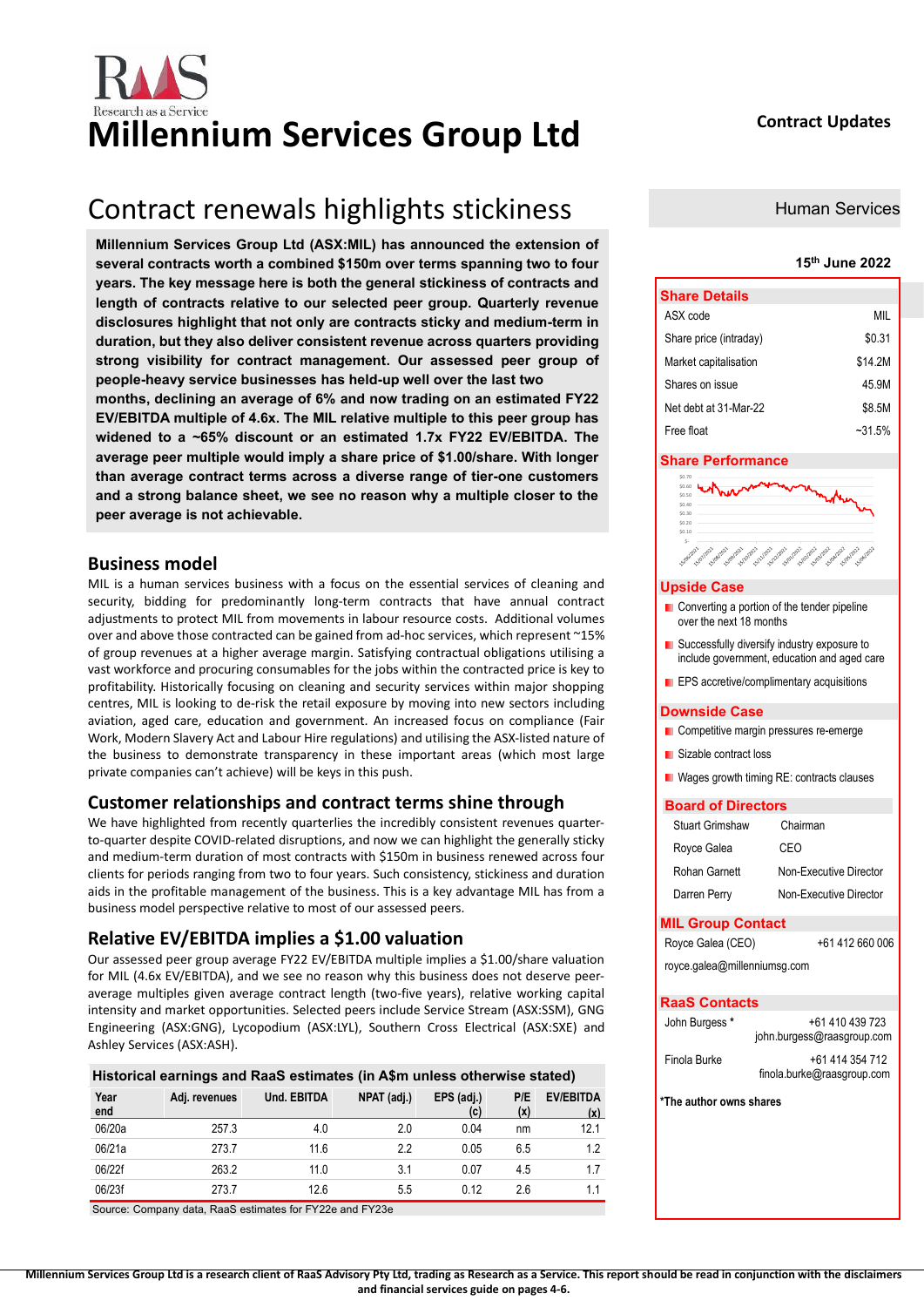# Millennium Services Group Ltd

**Contract Updates**

## Contract renewals highlights stickiness

**Millennium Services Group Ltd (ASX:MIL) has announced the extension of several contracts worth a combined $150m over terms spanning two to four years. The key message here is both the general stickiness of contracts and length of contracts relative to our selected peer group. Quarterly revenue disclosures highlight that not only are contracts sticky and medium-term in duration, but they also deliver consistent revenue across quarters providing strong visibility for contract management. Our assessed peer group of people-heavy service businesses has held-up well over the last two months, declining an average of 6% and now trading on an estimated FY22 EV/EBITDA multiple of 4.6x. The MIL relative multiple to this peer group has widened to a ~65% discount or an estimated 1.7x FY22 EV/EBITDA. The average peer multiple would imply a share price of $1.00/share. With longer than average contract terms across a diverse range of tier-one customers and a strong balance sheet, we see no reason why a multiple closer to the peer average is not achievable.**

### Business model

MIL is a human services business with a focus on the essential services of cleaning and security, bidding for predominantly long-term contracts that have annual contract adjustments to protect MIL from movements in labour resource costs. Additional volumes over and above those contracted can be gained from ad-hoc services, which represent ~15% of group revenues at a higher average margin. Satisfying contractual obligations utilising a vast workforce and procuring consumables for the jobs within the contracted price is key to profitability. Historically focusing on cleaning and security services within major shopping centres, MIL is looking to de-risk the retail exposure by moving into new sectors including aviation, aged care, education and government. An increased focus on compliance (Fair Work, Modern Slavery Act and Labour Hire regulations) and utilising the ASX-listed nature of the business to demonstrate transparency in these important areas (which most large private companies can't achieve) will be keys in this push.

### Customer relationships and contract terms shine through

We have highlighted from recently quarterlies the incredibly consistent revenues quarter-to-quarter despite COVID-related disruptions, and now we can highlight the generally sticky and medium-term duration of most contracts with $150m in business renewed across four clients for periods ranging from two to four years. Such consistency, stickiness and duration aids in the profitable management of the business. This is a key advantage MIL has from a business model perspective relative to most of our assessed peers.

### Relative EV/EBITDA implies a $1.00 valuation

Our assessed peer group average FY22 EV/EBITDA multiple implies a $1.00/share valuation for MIL (4.6x EV/EBITDA), and we see no reason why this business does not deserve peer-average multiples given average contract length (two-five years), relative working capital intensity and market opportunities. Selected peers include Service Stream (ASX:SSM), GNG Engineering (ASX:GNG), Lycopodium (ASX:LYL), Southern Cross Electrical (ASX:SXE) and Ashley Services (ASX:ASH).

**Historical earnings and RaaS estimates (in A$m unless otherwise stated)**

| Year end | Adj. revenues | Und. EBITDA | NPAT (adj.) | EPS (adj.) (c) | P/E (x) | EV/EBITDA (x) |
|---|---|---|---|---|---|---|
| 06/20a | 257.3 | 4.0 | 2.0 | 0.04 | nm | 12.1 |
| 06/21a | 273.7 | 11.6 | 2.2 | 0.05 | 6.5 | 1.2 |
| 06/22f | 263.2 | 11.0 | 3.1 | 0.07 | 4.5 | 1.7 |
| 06/23f | 273.7 | 12.6 | 5.5 | 0.12 | 2.6 | 1.1 |

Source: Company data, RaaS estimates for FY22e and FY23e

Human Services

15th June 2022

**Share Details**

| | |
|---|---|
| ASX code | MIL |
| Share price (intraday) | $0.31 |
| Market capitalisation | $14.2M |
| Shares on issue | 45.9M |
| Net debt at 31-Mar-22 | $8.5M |
| Free float | ~31.5% |

**Share Performance**

**Upside Case**

- Converting a portion of the tender pipeline over the next 18 months
- Successfully diversify industry exposure to include government, education and aged care
- EPS accretive/complimentary acquisitions

**Downside Case**

- Competitive margin pressures re-emerge
- Sizable contract loss
- Wages growth timing RE: contracts clauses

**Board of Directors**

| | |
|---|---|
| Stuart Grimshaw | Chairman |
| Royce Galea | CEO |
| Rohan Garnett | Non-Executive Director |
| Darren Perry | Non-Executive Director |

**MIL Group Contact**

Royce Galea (CEO) +61 412 660 006
royce.galea@millenniumsg.com

**RaaS Contacts**

John Burgess * +61 410 439 723
john.burgess@raasgroup.com

Finola Burke +61 414 354 712
finola.burke@raasgroup.com

***The author owns shares**

**Millennium Services Group Ltd is a research client of RaaS Advisory Pty Ltd, trading as Research as a Service. This report should be read in conjunction with the disclaimers and financial services guide on pages 4-6.**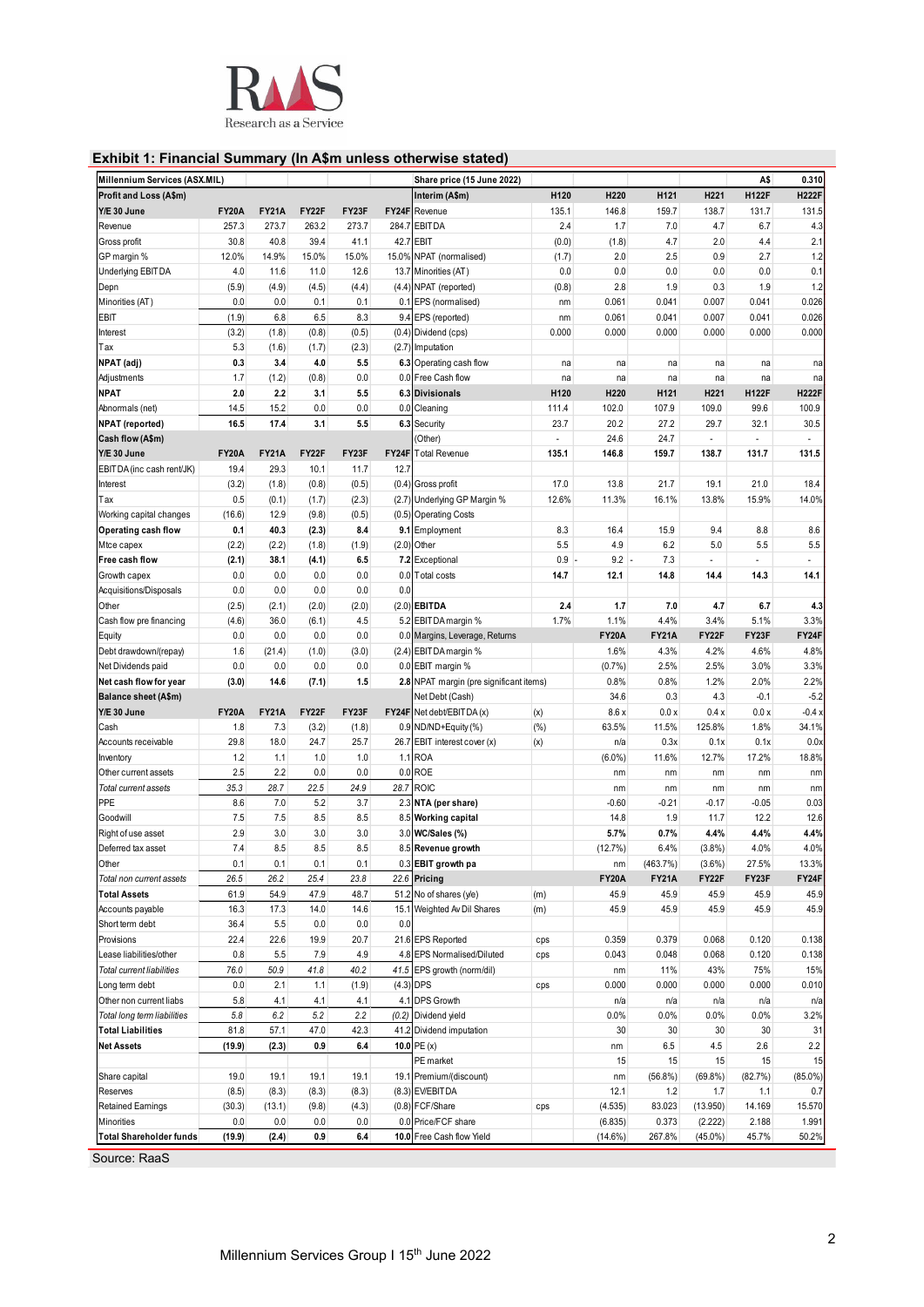## Exhibit 1: Financial Summary (In A$m unless otherwise stated)

| Millennium Services (ASX.MIL) | | | | | | Share price (15 June 2022) | | | | | | A$ | 0.310 |
|---|---|---|---|---|---|---|---|---|---|---|---|---|---|
| **Profit and Loss (A$m)** | | | | | | **Interim (A$m)** | H120 | H220 | H121 | H221 | H122F | H222F | |
| **Y/E 30 June** | **FY20A** | **FY21A** | **FY22F** | **FY23F** | **FY24F** | Revenue | 135.1 | 146.8 | 159.7 | 138.7 | 131.7 | 131.5 | |
| Revenue | 257.3 | 273.7 | 263.2 | 273.7 | 284.7 | EBITDA | 2.4 | 1.7 | 7.0 | 4.7 | 6.7 | 4.3 | |
| Gross profit | 30.8 | 40.8 | 39.4 | 41.1 | 42.7 | EBIT | (0.0) | (1.8) | 4.7 | 2.0 | 4.4 | 2.1 | |
| GP margin % | 12.0% | 14.9% | 15.0% | 15.0% | 15.0% | NPAT (normalised) | (1.7) | 2.0 | 2.5 | 0.9 | 2.7 | 1.2 | |
| Underlying EBITDA | 4.0 | 11.6 | 11.0 | 12.6 | 13.7 | Minorities (AT) | 0.0 | 0.0 | 0.0 | 0.0 | 0.0 | 0.1 | |
| Depn | (5.9) | (4.9) | (4.5) | (4.4) | (4.4) | NPAT (reported) | (0.8) | 2.8 | 1.9 | 0.3 | 1.9 | 1.2 | |
| Minorities (AT) | 0.0 | 0.0 | 0.1 | 0.1 | 0.1 | EPS (normalised) | nm | 0.061 | 0.041 | 0.007 | 0.041 | 0.026 | |
| EBIT | (1.9) | 6.8 | 6.5 | 8.3 | 9.4 | EPS (reported) | nm | 0.061 | 0.041 | 0.007 | 0.041 | 0.026 | |
| Interest | (3.2) | (1.8) | (0.8) | (0.5) | (0.4) | Dividend (cps) | 0.000 | 0.000 | 0.000 | 0.000 | 0.000 | 0.000 | |
| Tax | 5.3 | (1.6) | (1.7) | (2.3) | (2.7) | Imputation | | | | | | | |
| **NPAT (adj)** | **0.3** | **3.4** | **4.0** | **5.5** | **6.3** | Operating cash flow | na | na | na | na | na | na | |
| Adjustments | 1.7 | (1.2) | (0.8) | 0.0 | 0.0 | Free Cash flow | na | na | na | na | na | na | |
| **NPAT** | **2.0** | **2.2** | **3.1** | **5.5** | **6.3** | **Divisionals** | **H120** | **H220** | **H121** | **H221** | **H122F** | **H222F** | |
| Abnormals (net) | 14.5 | 15.2 | 0.0 | 0.0 | 0.0 | Cleaning | 111.4 | 102.0 | 107.9 | 109.0 | 99.6 | 100.9 | |
| **NPAT (reported)** | **16.5** | **17.4** | **3.1** | **5.5** | **6.3** | Security | 23.7 | 20.2 | 27.2 | 29.7 | 32.1 | 30.5 | |
| **Cash flow (A$m)** | | | | | | (Other) | - | 24.6 | 24.7 | - | - | - | |
| **Y/E 30 June** | **FY20A** | **FY21A** | **FY22F** | **FY23F** | **FY24F** | Total Revenue | **135.1** | **146.8** | **159.7** | **138.7** | **131.7** | **131.5** | |
| EBITDA (inc cash rent/JK) | 19.4 | 29.3 | 10.1 | 11.7 | 12.7 | | | | | | | | |
| Interest | (3.2) | (1.8) | (0.8) | (0.5) | (0.4) | Gross profit | 17.0 | 13.8 | 21.7 | 19.1 | 21.0 | 18.4 | |
| Tax | 0.5 | (0.1) | (1.7) | (2.3) | (2.7) | Underlying GP Margin % | 12.6% | 11.3% | 16.1% | 13.8% | 15.9% | 14.0% | |
| Working capital changes | (16.6) | 12.9 | (9.8) | (0.5) | (0.5) | Operating Costs | | | | | | | |
| **Operating cash flow** | **0.1** | **40.3** | **(2.3)** | **8.4** | **9.1** | Employment | 8.3 | 16.4 | 15.9 | 9.4 | 8.8 | 8.6 | |
| Mtce capex | (2.2) | (2.2) | (1.8) | (1.9) | (2.0) | Other | 5.5 | 4.9 | 6.2 | 5.0 | 5.5 | 5.5 | |
| **Free cash flow** | **(2.1)** | **38.1** | **(4.1)** | **6.5** | **7.2** | Exceptional | 0.9 - | 9.2 - | 7.3 | - | - | - | |
| Growth capex | 0.0 | 0.0 | 0.0 | 0.0 | 0.0 | Total costs | **14.7** | **12.1** | **14.8** | **14.4** | **14.3** | **14.1** | |
| Acquisitions/Disposals | 0.0 | 0.0 | 0.0 | 0.0 | 0.0 | | | | | | | | |
| Other | (2.5) | (2.1) | (2.0) | (2.0) | (2.0) | **EBITDA** | **2.4** | **1.7** | **7.0** | **4.7** | **6.7** | **4.3** | |
| Cash flow pre financing | (4.6) | 36.0 | (6.1) | 4.5 | 5.2 | EBITDA margin % | 1.7% | 1.1% | 4.4% | 3.4% | 5.1% | 3.3% | |
| Equity | 0.0 | 0.0 | 0.0 | 0.0 | 0.0 | Margins, Leverage, Returns | | FY20A | FY21A | FY22F | FY23F | FY24F | |
| Debt drawdown/(repay) | 1.6 | (21.4) | (1.0) | (3.0) | (2.4) | EBITDA margin % | | 1.6% | 4.3% | 4.2% | 4.6% | 4.8% | |
| Net Dividends paid | 0.0 | 0.0 | 0.0 | 0.0 | 0.0 | EBIT margin % | | (0.7%) | 2.5% | 2.5% | 3.0% | 3.3% | |
| **Net cash flow for year** | **(3.0)** | **14.6** | **(7.1)** | **1.5** | **2.8** | NPAT margin (pre significant items) | | 0.8% | 0.8% | 1.2% | 2.0% | 2.2% | |
| **Balance sheet (A$m)** | | | | | | Net Debt (Cash) | | 34.6 | 0.3 | 4.3 | -0.1 | -5.2 | |
| **Y/E 30 June** | **FY20A** | **FY21A** | **FY22F** | **FY23F** | **FY24F** | Net debt/EBITDA (x) | (x) | 8.6 x | 0.0 x | 0.4 x | 0.0 x | -0.4 x | |
| Cash | 1.8 | 7.3 | (3.2) | (1.8) | 0.9 | ND/ND+Equity (%) | (%) | 63.5% | 11.5% | 125.8% | 1.8% | 34.1% | |
| Accounts receivable | 29.8 | 18.0 | 24.7 | 25.7 | 26.7 | EBIT interest cover (x) | (x) | n/a | 0.3x | 0.1x | 0.1x | 0.0x | |
| Inventory | 1.2 | 1.1 | 1.0 | 1.0 | 1.1 | ROA | | (6.0%) | 11.6% | 12.7% | 17.2% | 18.8% | |
| Other current assets | 2.5 | 2.2 | 0.0 | 0.0 | 0.0 | ROE | | nm | nm | nm | nm | nm | |
| *Total current assets* | *35.3* | *28.7* | *22.5* | *24.9* | *28.7* | ROIC | | nm | nm | nm | nm | nm | |
| PPE | 8.6 | 7.0 | 5.2 | 3.7 | 2.3 | **NTA (per share)** | | -0.60 | -0.21 | -0.17 | -0.05 | 0.03 | |
| Goodwill | 7.5 | 7.5 | 8.5 | 8.5 | 8.5 | **Working capital** | | 14.8 | 1.9 | 11.7 | 12.2 | 12.6 | |
| Right of use asset | 2.9 | 3.0 | 3.0 | 3.0 | 3.0 | **WC/Sales (%)** | | 5.7% | 0.7% | 4.4% | 4.4% | 4.4% | |
| Deferred tax asset | 7.4 | 8.5 | 8.5 | 8.5 | 8.5 | **Revenue growth** | | (12.7%) | 6.4% | (3.8%) | 4.0% | 4.0% | |
| Other | 0.1 | 0.1 | 0.1 | 0.1 | 0.3 | **EBIT growth pa** | | nm | (463.7%) | (3.6%) | 27.5% | 13.3% | |
| *Total non current assets* | *26.5* | *26.2* | *25.4* | *23.8* | *22.6* | **Pricing** | | **FY20A** | **FY21A** | **FY22F** | **FY23F** | **FY24F** | |
| **Total Assets** | **61.9** | **54.9** | **47.9** | **48.7** | **51.2** | No of shares (y/e) | (m) | 45.9 | 45.9 | 45.9 | 45.9 | 45.9 | |
| Accounts payable | 16.3 | 17.3 | 14.0 | 14.6 | 15.1 | Weighted Av Dil Shares | (m) | 45.9 | 45.9 | 45.9 | 45.9 | 45.9 | |
| Short term debt | 36.4 | 5.5 | 0.0 | 0.0 | 0.0 | | | | | | | | |
| Provisions | 22.4 | 22.6 | 19.9 | 20.7 | 21.6 | EPS Reported | cps | 0.359 | 0.379 | 0.068 | 0.120 | 0.138 | |
| Lease liabilities/other | 0.8 | 5.5 | 7.9 | 4.9 | 4.8 | EPS Normalised/Diluted | cps | 0.043 | 0.048 | 0.068 | 0.120 | 0.138 | |
| *Total current liabilities* | *76.0* | *50.9* | *41.8* | *40.2* | *41.5* | EPS growth (norm/dil) | | nm | 11% | 43% | 75% | 15% | |
| Long term debt | 0.0 | 2.1 | 1.1 | (1.9) | (4.3) | DPS | cps | 0.000 | 0.000 | 0.000 | 0.000 | 0.010 | |
| Other non current liabs | 5.8 | 4.1 | 4.1 | 4.1 | 4.1 | DPS Growth | | n/a | n/a | n/a | n/a | n/a | |
| *Total long term liabilities* | *5.8* | *6.2* | *5.2* | *2.2* | *(0.2)* | Dividend yield | | 0.0% | 0.0% | 0.0% | 0.0% | 3.2% | |
| **Total Liabilities** | **81.8** | **57.1** | **47.0** | **42.3** | **41.2** | Dividend imputation | | 30 | 30 | 30 | 30 | 31 | |
| **Net Assets** | **(19.9)** | **(2.3)** | **0.9** | **6.4** | **10.0** | PE (x) | | nm | 6.5 | 4.5 | 2.6 | 2.2 | |
| | | | | | | PE market | | 15 | 15 | 15 | 15 | 15 | |
| Share capital | 19.0 | 19.1 | 19.1 | 19.1 | 19.1 | Premium/(discount) | | nm | (56.8%) | (69.8%) | (82.7%) | (85.0%) | |
| Reserves | (8.5) | (8.3) | (8.3) | (8.3) | (8.3) | EV/EBITDA | | 12.1 | 1.2 | 1.7 | 1.1 | 0.7 | |
| Retained Earnings | (30.3) | (13.1) | (9.8) | (4.3) | (0.8) | FCF/Share | cps | (4.535) | 83.023 | (13.950) | 14.169 | 15.570 | |
| Minorities | 0.0 | 0.0 | 0.0 | 0.0 | 0.0 | Price/FCF share | | (6.835) | 0.373 | (2.222) | 2.188 | 1.991 | |
| **Total Shareholder funds** | **(19.9)** | **(2.4)** | **0.9** | **6.4** | **10.0** | Free Cash flow Yield | | (14.6%) | 267.8% | (45.0%) | 45.7% | 50.2% | |

Source: RaaS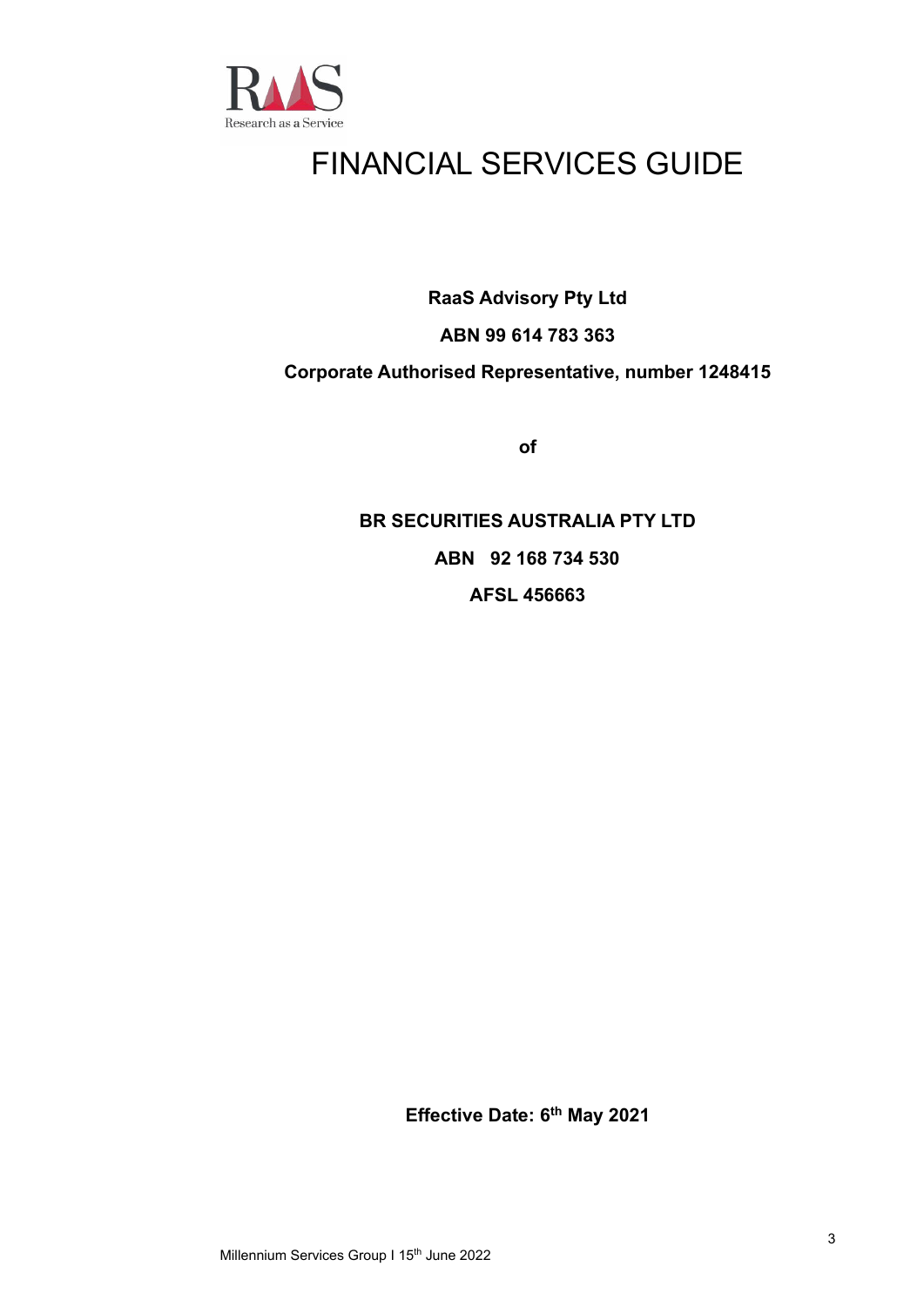# FINANCIAL SERVICES GUIDE

**RaaS Advisory Pty Ltd**

**ABN 99 614 783 363**

**Corporate Authorised Representative, number 1248415**

**of**

**BR SECURITIES AUSTRALIA PTY LTD**

**ABN 92 168 734 530**

**AFSL 456663**

**Effective Date: 6th May 2021**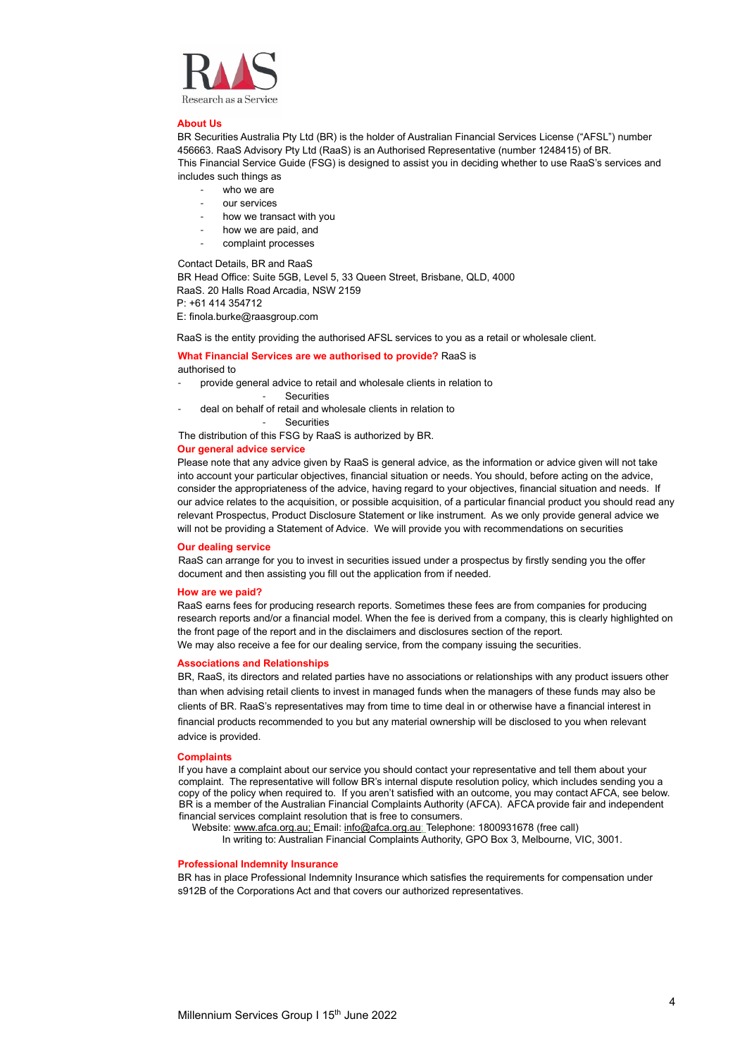RaaS
Research as a Service

## About Us

BR Securities Australia Pty Ltd (BR) is the holder of Australian Financial Services License ("AFSL") number 456663. RaaS Advisory Pty Ltd (RaaS) is an Authorised Representative (number 1248415) of BR.
This Financial Service Guide (FSG) is designed to assist you in deciding whether to use RaaS's services and includes such things as

- who we are
- our services
- how we transact with you
- how we are paid, and
- complaint processes

Contact Details, BR and RaaS
BR Head Office: Suite 5GB, Level 5, 33 Queen Street, Brisbane, QLD, 4000
RaaS. 20 Halls Road Arcadia, NSW 2159
P: +61 414 354712
E: finola.burke@raasgroup.com

RaaS is the entity providing the authorised AFSL services to you as a retail or wholesale client.

## What Financial Services are we authorised to provide?

RaaS is authorised to

- provide general advice to retail and wholesale clients in relation to
  - Securities
- deal on behalf of retail and wholesale clients in relation to
  - Securities

The distribution of this FSG by RaaS is authorized by BR.

## Our general advice service

Please note that any advice given by RaaS is general advice, as the information or advice given will not take into account your particular objectives, financial situation or needs. You should, before acting on the advice, consider the appropriateness of the advice, having regard to your objectives, financial situation and needs. If our advice relates to the acquisition, or possible acquisition, of a particular financial product you should read any relevant Prospectus, Product Disclosure Statement or like instrument. As we only provide general advice we will not be providing a Statement of Advice. We will provide you with recommendations on securities

## Our dealing service

RaaS can arrange for you to invest in securities issued under a prospectus by firstly sending you the offer document and then assisting you fill out the application from if needed.

## How are we paid?

RaaS earns fees for producing research reports. Sometimes these fees are from companies for producing research reports and/or a financial model. When the fee is derived from a company, this is clearly highlighted on the front page of the report and in the disclaimers and disclosures section of the report.
We may also receive a fee for our dealing service, from the company issuing the securities.

## Associations and Relationships

BR, RaaS, its directors and related parties have no associations or relationships with any product issuers other than when advising retail clients to invest in managed funds when the managers of these funds may also be clients of BR. RaaS's representatives may from time to time deal in or otherwise have a financial interest in financial products recommended to you but any material ownership will be disclosed to you when relevant advice is provided.

## Complaints

If you have a complaint about our service you should contact your representative and tell them about your complaint. The representative will follow BR's internal dispute resolution policy, which includes sending you a copy of the policy when required to. If you aren't satisfied with an outcome, you may contact AFCA, see below. BR is a member of the Australian Financial Complaints Authority (AFCA). AFCA provide fair and independent financial services complaint resolution that is free to consumers.
Website: www.afca.org.au; Email: info@afca.org.au; Telephone: 1800931678 (free call)
In writing to: Australian Financial Complaints Authority, GPO Box 3, Melbourne, VIC, 3001.

## Professional Indemnity Insurance

BR has in place Professional Indemnity Insurance which satisfies the requirements for compensation under s912B of the Corporations Act and that covers our authorized representatives.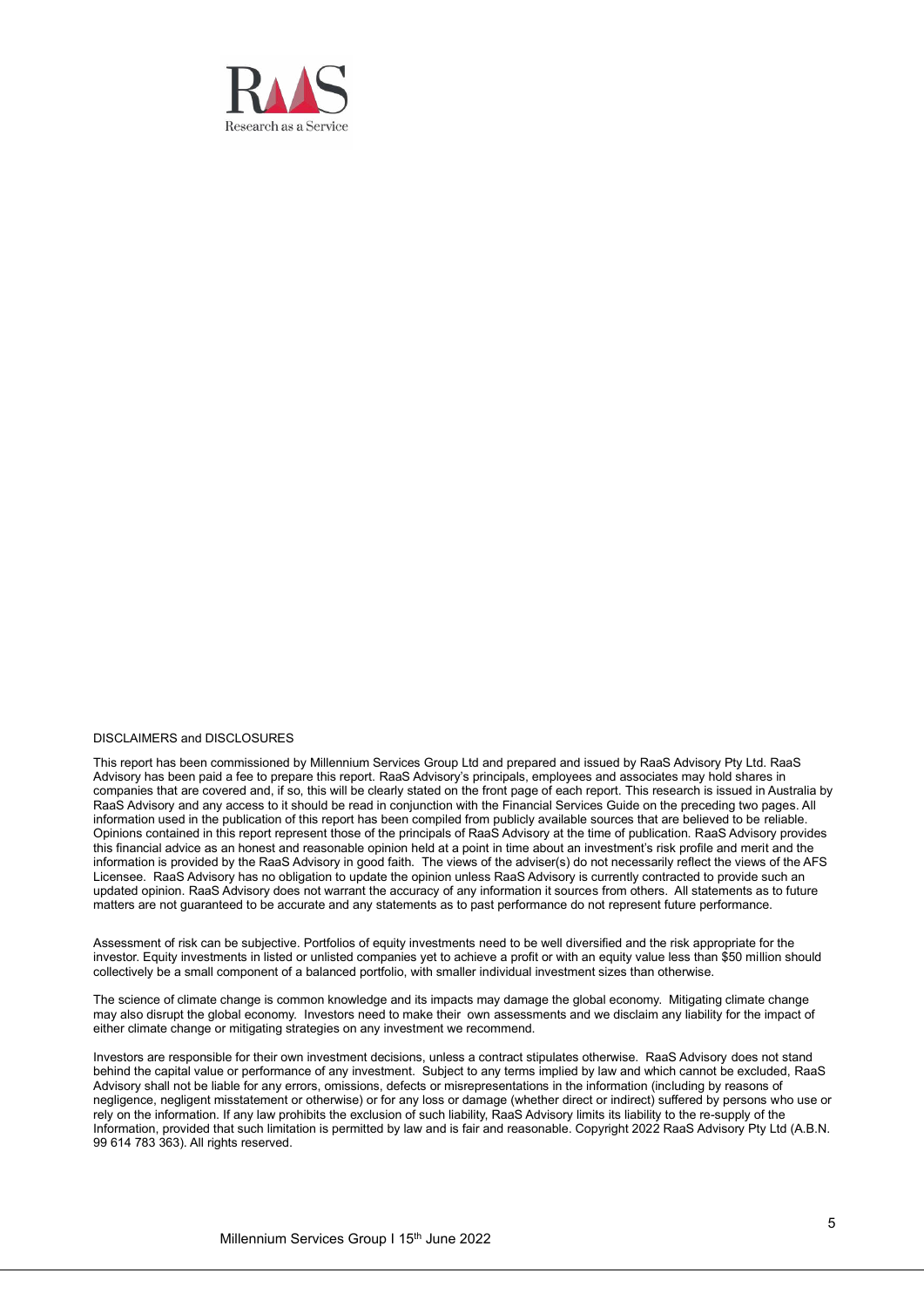DISCLAIMERS and DISCLOSURES

This report has been commissioned by Millennium Services Group Ltd and prepared and issued by RaaS Advisory Pty Ltd. RaaS Advisory has been paid a fee to prepare this report. RaaS Advisory's principals, employees and associates may hold shares in companies that are covered and, if so, this will be clearly stated on the front page of each report. This research is issued in Australia by RaaS Advisory and any access to it should be read in conjunction with the Financial Services Guide on the preceding two pages. All information used in the publication of this report has been compiled from publicly available sources that are believed to be reliable. Opinions contained in this report represent those of the principals of RaaS Advisory at the time of publication. RaaS Advisory provides this financial advice as an honest and reasonable opinion held at a point in time about an investment's risk profile and merit and the information is provided by the RaaS Advisory in good faith. The views of the adviser(s) do not necessarily reflect the views of the AFS Licensee. RaaS Advisory has no obligation to update the opinion unless RaaS Advisory is currently contracted to provide such an updated opinion. RaaS Advisory does not warrant the accuracy of any information it sources from others. All statements as to future matters are not guaranteed to be accurate and any statements as to past performance do not represent future performance.

Assessment of risk can be subjective. Portfolios of equity investments need to be well diversified and the risk appropriate for the investor. Equity investments in listed or unlisted companies yet to achieve a profit or with an equity value less than $50 million should collectively be a small component of a balanced portfolio, with smaller individual investment sizes than otherwise.

The science of climate change is common knowledge and its impacts may damage the global economy. Mitigating climate change may also disrupt the global economy. Investors need to make their own assessments and we disclaim any liability for the impact of either climate change or mitigating strategies on any investment we recommend.

Investors are responsible for their own investment decisions, unless a contract stipulates otherwise. RaaS Advisory does not stand behind the capital value or performance of any investment. Subject to any terms implied by law and which cannot be excluded, RaaS Advisory shall not be liable for any errors, omissions, defects or misrepresentations in the information (including by reasons of negligence, negligent misstatement or otherwise) or for any loss or damage (whether direct or indirect) suffered by persons who use or rely on the information. If any law prohibits the exclusion of such liability, RaaS Advisory limits its liability to the re-supply of the Information, provided that such limitation is permitted by law and is fair and reasonable. Copyright 2022 RaaS Advisory Pty Ltd (A.B.N. 99 614 783 363). All rights reserved.